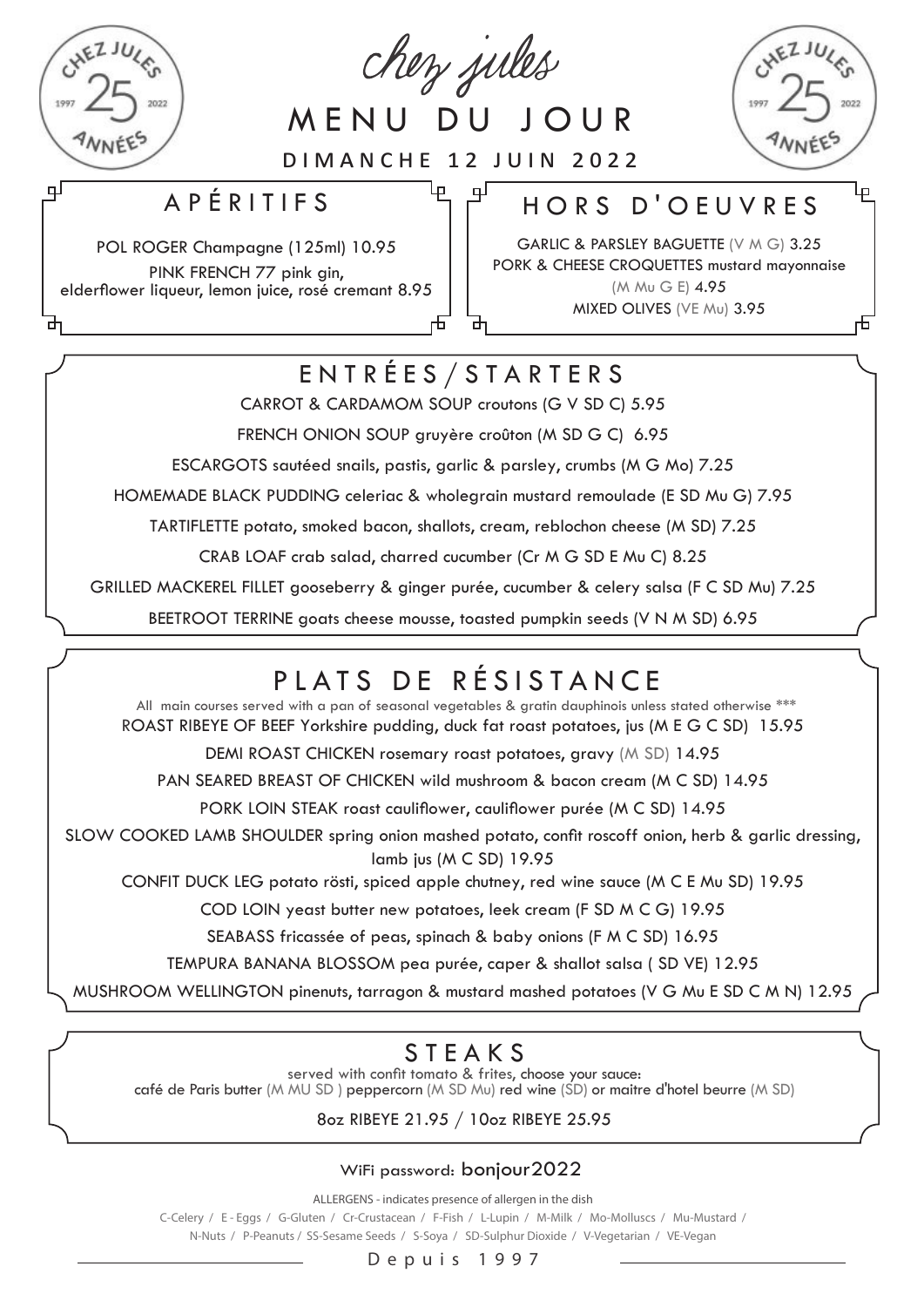# chez jules

CHEZ JULES 1997 25 2022 ANNÉES

## MENU DU JOUR

DIMANCHE 12 JUIN 2022

## APÉRITIFS

POL ROGER Champagne (125ml) 10.95

PINK FRENCH 77 pink gin, elderflower liqueur, lemon juice, rosé cremant 8.95

## HORS D'OEUVRES

GARLIC & PARSLEY BAGUETTE (V M G) 3.25

PORK & CHEESE CROQUETTES mustard mayonnaise (M Mu G E) 4.95

MIXED OLIVES (VE Mu) 3.95

## ENTRÉES / STARTERS

CARROT & CARDAMOM SOUP croutons (G V SD C) 5.95

FRENCH ONION SOUP gruyère croûton (M SD G C) 6.95

ESCARGOTS sautéed snails, pastis, garlic & parsley, crumbs (M G Mo) 7.25

HOMEMADE BLACK PUDDING celeriac & wholegrain mustard remoulade (E SD Mu G) 7.95

TARTIFLETTE potato, smoked bacon, shallots, cream, reblochon cheese (M SD) 7.25

CRAB LOAF crab salad, charred cucumber (Cr M G SD E Mu C) 8.25

GRILLED MACKEREL FILLET gooseberry & ginger purée, cucumber & celery salsa (F C SD Mu) 7.25

BEETROOT TERRINE goats cheese mousse, toasted pumpkin seeds (V N M SD) 6.95

## PLATS DE RÉSISTANCE

All main courses served with a pan of seasonal vegetables & gratin dauphinois unless stated otherwise ***

ROAST RIBEYE OF BEEF Yorkshire pudding, duck fat roast potatoes, jus (M E G C SD) 15.95

DEMI ROAST CHICKEN rosemary roast potatoes, gravy (M SD) 14.95

PAN SEARED BREAST OF CHICKEN wild mushroom & bacon cream (M C SD) 14.95

PORK LOIN STEAK roast cauliflower, cauliflower purée (M C SD) 14.95

SLOW COOKED LAMB SHOULDER spring onion mashed potato, confit roscoff onion, herb & garlic dressing, lamb jus (M C SD) 19.95

CONFIT DUCK LEG potato rösti, spiced apple chutney, red wine sauce (M C E Mu SD) 19.95

COD LOIN yeast butter new potatoes, leek cream (F SD M C G) 19.95

SEABASS fricassée of peas, spinach & baby onions (F M C SD) 16.95

TEMPURA BANANA BLOSSOM pea purée, caper & shallot salsa ( SD VE) 12.95

MUSHROOM WELLINGTON pinenuts, tarragon & mustard mashed potatoes (V G Mu E SD C M N) 12.95

## STEAKS

served with confit tomato & frites, choose your sauce:
café de Paris butter (M MU SD ) peppercorn (M SD Mu) red wine (SD) or maitre d'hotel beurre (M SD)

8oz RIBEYE 21.95 / 10oz RIBEYE 25.95

WiFi password: bonjour2022

ALLERGENS - indicates presence of allergen in the dish

C-Celery / E - Eggs / G-Gluten / Cr-Crustacean / F-Fish / L-Lupin / M-Milk / Mo-Molluscs / Mu-Mustard / N-Nuts / P-Peanuts / SS-Sesame Seeds / S-Soya / SD-Sulphur Dioxide / V-Vegetarian / VE-Vegan

Depuis 1997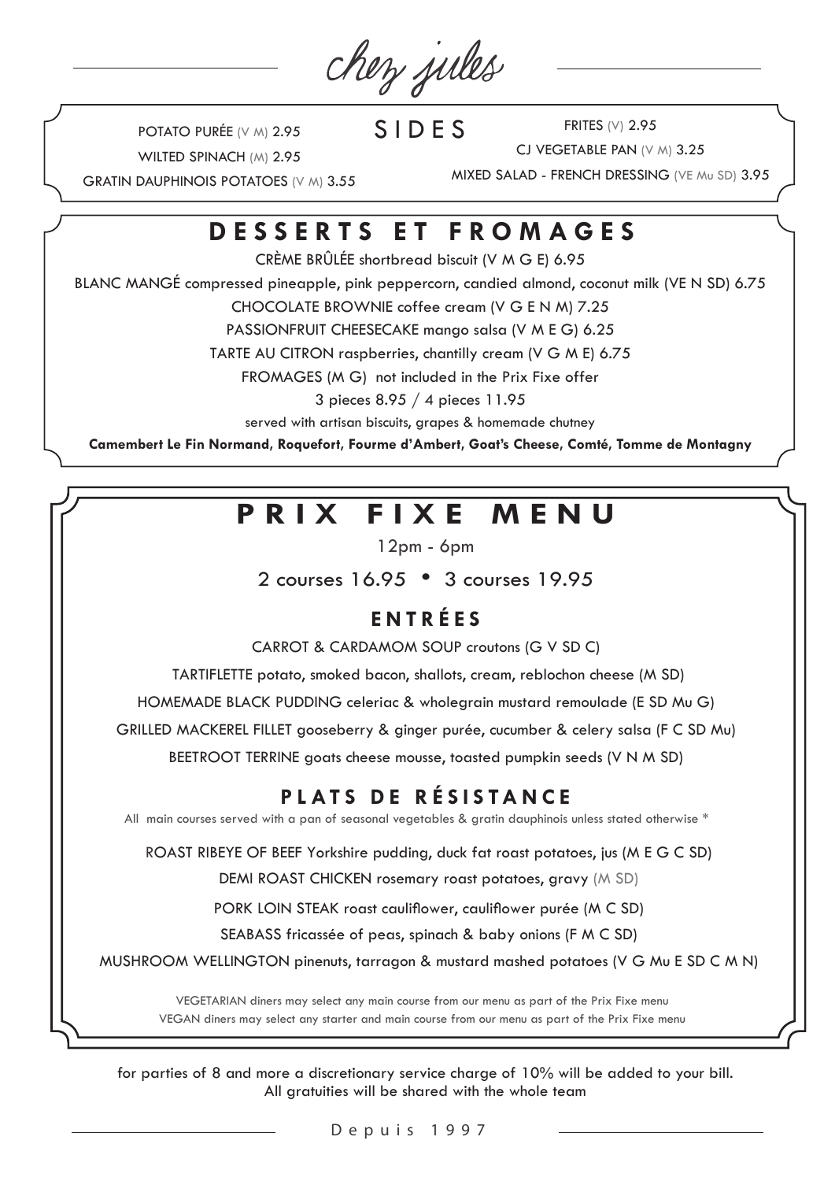# chez jules

## SIDES

POTATO PURÉE (V M) 2.95

WILTED SPINACH (M) 2.95

GRATIN DAUPHINOIS POTATOES (V M) 3.55

FRITES (V) 2.95

CJ VEGETABLE PAN (V M) 3.25

MIXED SALAD - FRENCH DRESSING (VE Mu SD) 3.95

## DESSERTS ET FROMAGES

CRÈME BRÛLÉE shortbread biscuit (V M G E) 6.95

BLANC MANGÉ compressed pineapple, pink peppercorn, candied almond, coconut milk (VE N SD) 6.75

CHOCOLATE BROWNIE coffee cream (V G E N M) 7.25

PASSIONFRUIT CHEESECAKE mango salsa (V M E G) 6.25

TARTE AU CITRON raspberries, chantilly cream (V G M E) 6.75

FROMAGES (M G) not included in the Prix Fixe offer

3 pieces 8.95 / 4 pieces 11.95

served with artisan biscuits, grapes & homemade chutney

**Camembert Le Fin Normand, Roquefort, Fourme d'Ambert, Goat's Cheese, Comté, Tomme de Montagny**

## PRIX FIXE MENU

12pm - 6pm

2 courses 16.95 • 3 courses 19.95

### ENTRÉES

CARROT & CARDAMOM SOUP croutons (G V SD C)

TARTIFLETTE potato, smoked bacon, shallots, cream, reblochon cheese (M SD)

HOMEMADE BLACK PUDDING celeriac & wholegrain mustard remoulade (E SD Mu G)

GRILLED MACKEREL FILLET gooseberry & ginger purée, cucumber & celery salsa (F C SD Mu)

BEETROOT TERRINE goats cheese mousse, toasted pumpkin seeds (V N M SD)

### PLATS DE RÉSISTANCE

All main courses served with a pan of seasonal vegetables & gratin dauphinois unless stated otherwise *

ROAST RIBEYE OF BEEF Yorkshire pudding, duck fat roast potatoes, jus (M E G C SD)

DEMI ROAST CHICKEN rosemary roast potatoes, gravy (M SD)

PORK LOIN STEAK roast cauliflower, cauliflower purée (M C SD)

SEABASS fricassée of peas, spinach & baby onions (F M C SD)

MUSHROOM WELLINGTON pinenuts, tarragon & mustard mashed potatoes (V G Mu E SD C M N)

VEGETARIAN diners may select any main course from our menu as part of the Prix Fixe menu

VEGAN diners may select any starter and main course from our menu as part of the Prix Fixe menu

for parties of 8 and more a discretionary service charge of 10% will be added to your bill.
All gratuities will be shared with the whole team

Depuis 1997